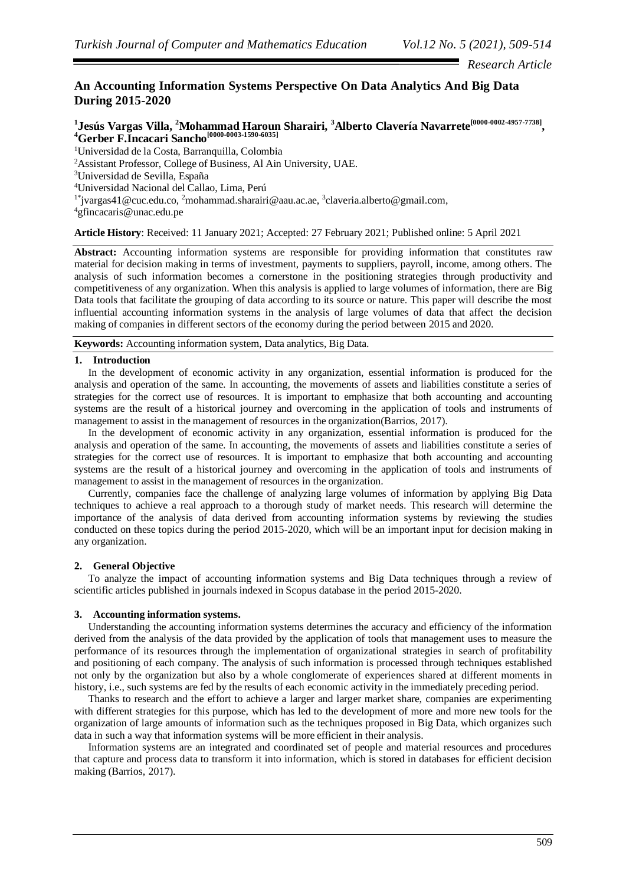*Research Article*

# An Accounting Information Systems Perspective On Data Analytics And Big Data During 2015-2020

**[1]Jesús Vargas Villa, [2]Mohammad Haroun Sharairi, [3]Alberto Clavería Navarrete[0000-0002-4957-7738], [4]Gerber F.Incacari Sancho[0000-0003-1590-6035]**

[1]Universidad de la Costa, Barranquilla, Colombia
[2]Assistant Professor, College of Business, Al Ain University, UAE.
[3]Universidad de Sevilla, España
[4]Universidad Nacional del Callao, Lima, Perú
[1*]jvargas41@cuc.edu.co, [2]mohammad.sharairi@aau.ac.ae, [3]claveria.alberto@gmail.com, [4]gfincacaris@unac.edu.pe

**Article History**: Received: 11 January 2021; Accepted: 27 February 2021; Published online: 5 April 2021

**Abstract:** Accounting information systems are responsible for providing information that constitutes raw material for decision making in terms of investment, payments to suppliers, payroll, income, among others. The analysis of such information becomes a cornerstone in the positioning strategies through productivity and competitiveness of any organization. When this analysis is applied to large volumes of information, there are Big Data tools that facilitate the grouping of data according to its source or nature. This paper will describe the most influential accounting information systems in the analysis of large volumes of data that affect the decision making of companies in different sectors of the economy during the period between 2015 and 2020.

**Keywords:** Accounting information system, Data analytics, Big Data.

## 1. Introduction

In the development of economic activity in any organization, essential information is produced for the analysis and operation of the same. In accounting, the movements of assets and liabilities constitute a series of strategies for the correct use of resources. It is important to emphasize that both accounting and accounting systems are the result of a historical journey and overcoming in the application of tools and instruments of management to assist in the management of resources in the organization(Barrios, 2017).

In the development of economic activity in any organization, essential information is produced for the analysis and operation of the same. In accounting, the movements of assets and liabilities constitute a series of strategies for the correct use of resources. It is important to emphasize that both accounting and accounting systems are the result of a historical journey and overcoming in the application of tools and instruments of management to assist in the management of resources in the organization.

Currently, companies face the challenge of analyzing large volumes of information by applying Big Data techniques to achieve a real approach to a thorough study of market needs. This research will determine the importance of the analysis of data derived from accounting information systems by reviewing the studies conducted on these topics during the period 2015-2020, which will be an important input for decision making in any organization.

## 2. General Objective

To analyze the impact of accounting information systems and Big Data techniques through a review of scientific articles published in journals indexed in Scopus database in the period 2015-2020.

## 3. Accounting information systems.

Understanding the accounting information systems determines the accuracy and efficiency of the information derived from the analysis of the data provided by the application of tools that management uses to measure the performance of its resources through the implementation of organizational strategies in search of profitability and positioning of each company. The analysis of such information is processed through techniques established not only by the organization but also by a whole conglomerate of experiences shared at different moments in history, i.e., such systems are fed by the results of each economic activity in the immediately preceding period.

Thanks to research and the effort to achieve a larger and larger market share, companies are experimenting with different strategies for this purpose, which has led to the development of more and more new tools for the organization of large amounts of information such as the techniques proposed in Big Data, which organizes such data in such a way that information systems will be more efficient in their analysis.

Information systems are an integrated and coordinated set of people and material resources and procedures that capture and process data to transform it into information, which is stored in databases for efficient decision making (Barrios, 2017).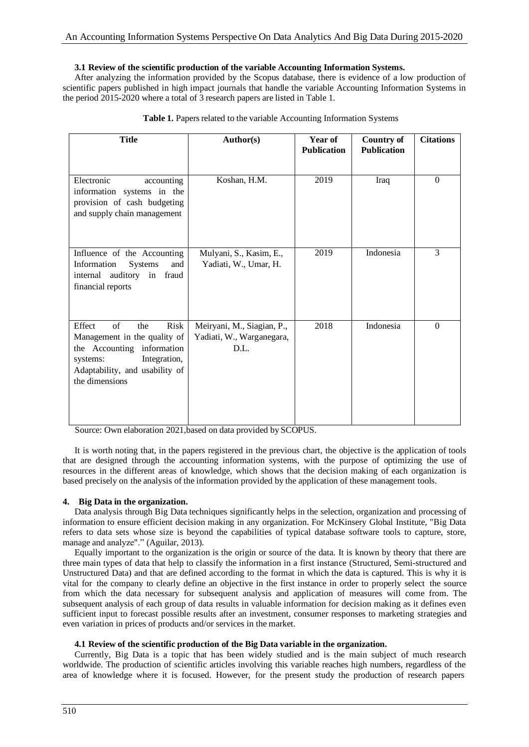### 3.1 Review of the scientific production of the variable Accounting Information Systems.

After analyzing the information provided by the Scopus database, there is evidence of a low production of scientific papers published in high impact journals that handle the variable Accounting Information Systems in the period 2015-2020 where a total of 3 research papers are listed in Table 1.

**Table 1.** Papers related to the variable Accounting Information Systems

| Title | Author(s) | Year of Publication | Country of Publication | Citations |
|---|---|---|---|---|
| Electronic accounting information systems in the provision of cash budgeting and supply chain management | Koshan, H.M. | 2019 | Iraq | 0 |
| Influence of the Accounting Information Systems and internal auditory in fraud financial reports | Mulyani, S., Kasim, E., Yadiati, W., Umar, H. | 2019 | Indonesia | 3 |
| Effect of the Risk Management in the quality of the Accounting information systems: Integration, Adaptability, and usability of the dimensions | Meiryani, M., Siagian, P., Yadiati, W., Warganegara, D.L. | 2018 | Indonesia | 0 |

Source: Own elaboration 2021,based on data provided by SCOPUS.

It is worth noting that, in the papers registered in the previous chart, the objective is the application of tools that are designed through the accounting information systems, with the purpose of optimizing the use of resources in the different areas of knowledge, which shows that the decision making of each organization is based precisely on the analysis of the information provided by the application of these management tools.

## 4. Big Data in the organization.

Data analysis through Big Data techniques significantly helps in the selection, organization and processing of information to ensure efficient decision making in any organization. For McKinsery Global Institute, "Big Data refers to data sets whose size is beyond the capabilities of typical database software tools to capture, store, manage and analyze"." (Aguilar, 2013).

Equally important to the organization is the origin or source of the data. It is known by theory that there are three main types of data that help to classify the information in a first instance (Structured, Semi-structured and Unstructured Data) and that are defined according to the format in which the data is captured. This is why it is vital for the company to clearly define an objective in the first instance in order to properly select the source from which the data necessary for subsequent analysis and application of measures will come from. The subsequent analysis of each group of data results in valuable information for decision making as it defines even sufficient input to forecast possible results after an investment, consumer responses to marketing strategies and even variation in prices of products and/or services in the market.

### 4.1 Review of the scientific production of the Big Data variable in the organization.

Currently, Big Data is a topic that has been widely studied and is the main subject of much research worldwide. The production of scientific articles involving this variable reaches high numbers, regardless of the area of knowledge where it is focused. However, for the present study the production of research papers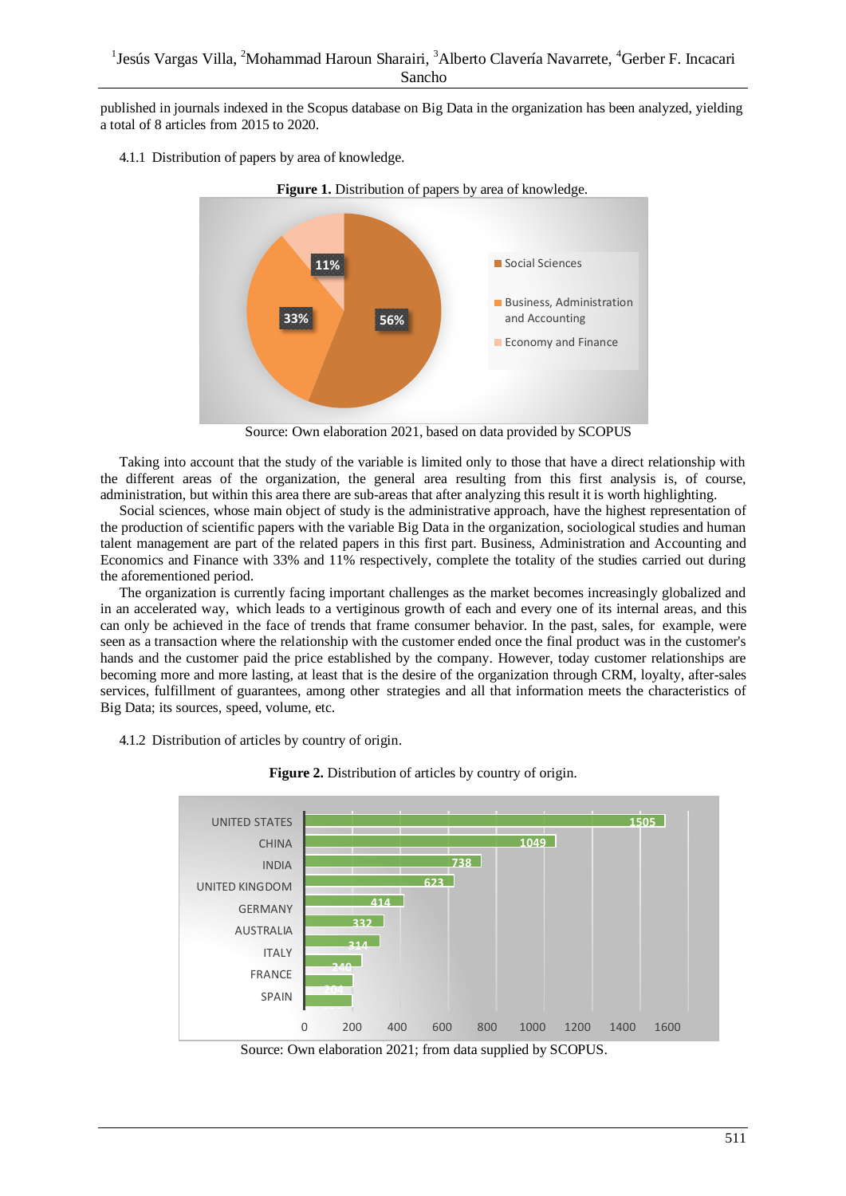published in journals indexed in the Scopus database on Big Data in the organization has been analyzed, yielding a total of 8 articles from 2015 to 2020.

4.1.1 Distribution of papers by area of knowledge.

**Figure 1.** Distribution of papers by area of knowledge.

Source: Own elaboration 2021, based on data provided by SCOPUS

Taking into account that the study of the variable is limited only to those that have a direct relationship with the different areas of the organization, the general area resulting from this first analysis is, of course, administration, but within this area there are sub-areas that after analyzing this result it is worth highlighting.

Social sciences, whose main object of study is the administrative approach, have the highest representation of the production of scientific papers with the variable Big Data in the organization, sociological studies and human talent management are part of the related papers in this first part. Business, Administration and Accounting and Economics and Finance with 33% and 11% respectively, complete the totality of the studies carried out during the aforementioned period.

The organization is currently facing important challenges as the market becomes increasingly globalized and in an accelerated way, which leads to a vertiginous growth of each and every one of its internal areas, and this can only be achieved in the face of trends that frame consumer behavior. In the past, sales, for example, were seen as a transaction where the relationship with the customer ended once the final product was in the customer's hands and the customer paid the price established by the company. However, today customer relationships are becoming more and more lasting, at least that is the desire of the organization through CRM, loyalty, after-sales services, fulfillment of guarantees, among other strategies and all that information meets the characteristics of Big Data; its sources, speed, volume, etc.

4.1.2 Distribution of articles by country of origin.

**Figure 2.** Distribution of articles by country of origin.

Source: Own elaboration 2021; from data supplied by SCOPUS.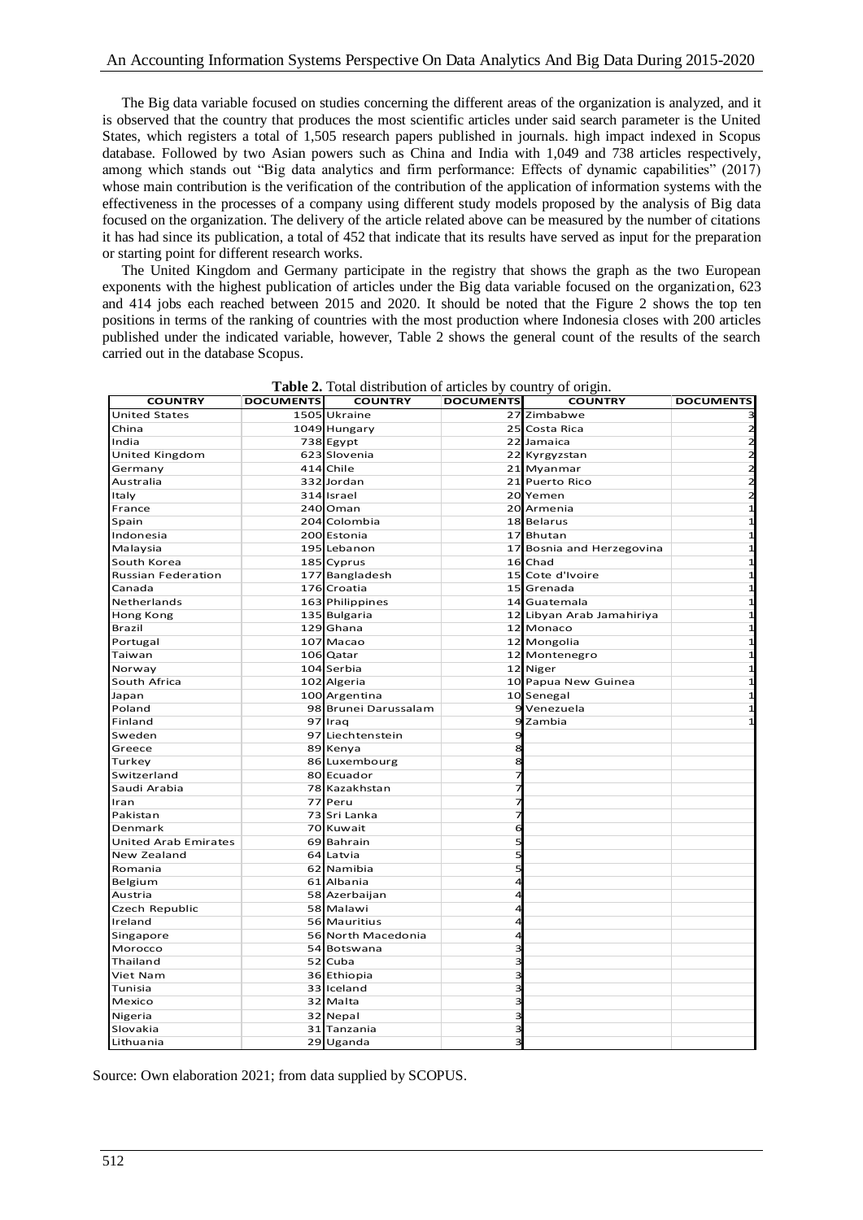The Big data variable focused on studies concerning the different areas of the organization is analyzed, and it is observed that the country that produces the most scientific articles under said search parameter is the United States, which registers a total of 1,505 research papers published in journals. high impact indexed in Scopus database. Followed by two Asian powers such as China and India with 1,049 and 738 articles respectively, among which stands out "Big data analytics and firm performance: Effects of dynamic capabilities" (2017) whose main contribution is the verification of the contribution of the application of information systems with the effectiveness in the processes of a company using different study models proposed by the analysis of Big data focused on the organization. The delivery of the article related above can be measured by the number of citations it has had since its publication, a total of 452 that indicate that its results have served as input for the preparation or starting point for different research works.

The United Kingdom and Germany participate in the registry that shows the graph as the two European exponents with the highest publication of articles under the Big data variable focused on the organization, 623 and 414 jobs each reached between 2015 and 2020. It should be noted that the Figure 2 shows the top ten positions in terms of the ranking of countries with the most production where Indonesia closes with 200 articles published under the indicated variable, however, Table 2 shows the general count of the results of the search carried out in the database Scopus.

**Table 2.** Total distribution of articles by country of origin.

| COUNTRY | DOCUMENTS | COUNTRY | DOCUMENTS | COUNTRY | DOCUMENTS |
|---|---|---|---|---|---|
| United States | 1505 | Ukraine | 27 | Zimbabwe | 3 |
| China | 1049 | Hungary | 25 | Costa Rica | 2 |
| India | 738 | Egypt | 22 | Jamaica | 2 |
| United Kingdom | 623 | Slovenia | 22 | Kyrgyzstan | 2 |
| Germany | 414 | Chile | 21 | Myanmar | 2 |
| Australia | 332 | Jordan | 21 | Puerto Rico | 2 |
| Italy | 314 | Israel | 20 | Yemen | 2 |
| France | 240 | Oman | 20 | Armenia | 1 |
| Spain | 204 | Colombia | 18 | Belarus | 1 |
| Indonesia | 200 | Estonia | 17 | Bhutan | 1 |
| Malaysia | 195 | Lebanon | 17 | Bosnia and Herzegovina | 1 |
| South Korea | 185 | Cyprus | 16 | Chad | 1 |
| Russian Federation | 177 | Bangladesh | 15 | Cote d'Ivoire | 1 |
| Canada | 176 | Croatia | 15 | Grenada | 1 |
| Netherlands | 163 | Philippines | 14 | Guatemala | 1 |
| Hong Kong | 135 | Bulgaria | 12 | Libyan Arab Jamahiriya | 1 |
| Brazil | 129 | Ghana | 12 | Monaco | 1 |
| Portugal | 107 | Macao | 12 | Mongolia | 1 |
| Taiwan | 106 | Qatar | 12 | Montenegro | 1 |
| Norway | 104 | Serbia | 12 | Niger | 1 |
| South Africa | 102 | Algeria | 10 | Papua New Guinea | 1 |
| Japan | 100 | Argentina | 10 | Senegal | 1 |
| Poland | 98 | Brunei Darussalam | 9 | Venezuela | 1 |
| Finland | 97 | Iraq | 9 | Zambia | 1 |
| Sweden | 97 | Liechtenstein | 9 | | |
| Greece | 89 | Kenya | 8 | | |
| Turkey | 86 | Luxembourg | 8 | | |
| Switzerland | 80 | Ecuador | 7 | | |
| Saudi Arabia | 78 | Kazakhstan | 7 | | |
| Iran | 77 | Peru | 7 | | |
| Pakistan | 73 | Sri Lanka | 7 | | |
| Denmark | 70 | Kuwait | 6 | | |
| United Arab Emirates | 69 | Bahrain | 5 | | |
| New Zealand | 64 | Latvia | 5 | | |
| Romania | 62 | Namibia | 5 | | |
| Belgium | 61 | Albania | 4 | | |
| Austria | 58 | Azerbaijan | 4 | | |
| Czech Republic | 58 | Malawi | 4 | | |
| Ireland | 56 | Mauritius | 4 | | |
| Singapore | 56 | North Macedonia | 4 | | |
| Morocco | 54 | Botswana | 3 | | |
| Thailand | 52 | Cuba | 3 | | |
| Viet Nam | 36 | Ethiopia | 3 | | |
| Tunisia | 33 | Iceland | 3 | | |
| Mexico | 32 | Malta | 3 | | |
| Nigeria | 32 | Nepal | 3 | | |
| Slovakia | 31 | Tanzania | 3 | | |
| Lithuania | 29 | Uganda | 3 | | |

Source: Own elaboration 2021; from data supplied by SCOPUS.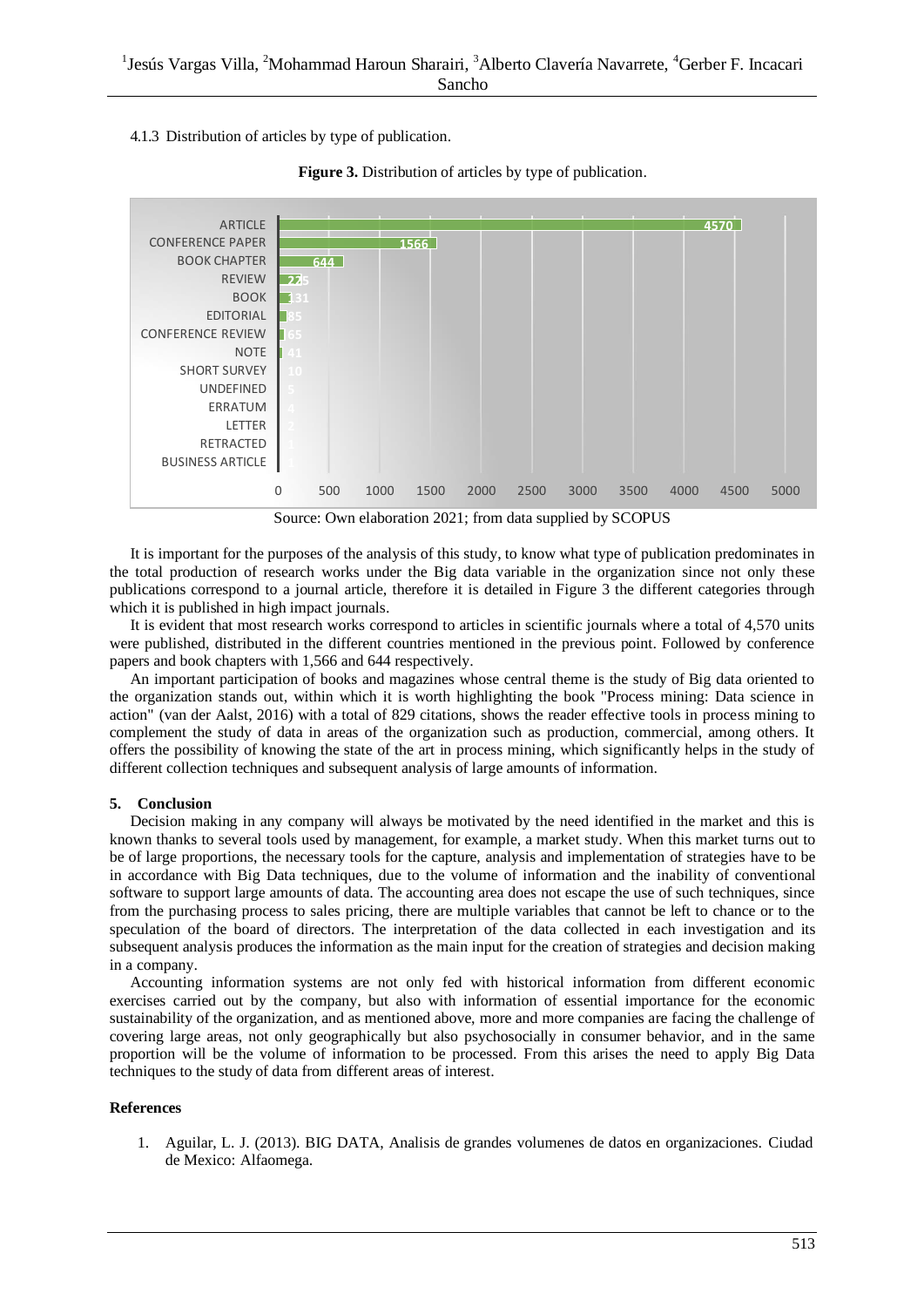4.1.3 Distribution of articles by type of publication.

**Figure 3.** Distribution of articles by type of publication.

| Type of publication | Number |
|---|---|
| ARTICLE | 4570 |
| CONFERENCE PAPER | 1566 |
| BOOK CHAPTER | 644 |
| REVIEW | 225 |
| BOOK | 131 |
| EDITORIAL | 85 |
| CONFERENCE REVIEW | 65 |
| NOTE | 41 |
| SHORT SURVEY | 10 |
| UNDEFINED | 5 |
| ERRATUM | 4 |
| LETTER | 2 |
| RETRACTED | 1 |
| BUSINESS ARTICLE | 1 |

Source: Own elaboration 2021; from data supplied by SCOPUS

It is important for the purposes of the analysis of this study, to know what type of publication predominates in the total production of research works under the Big data variable in the organization since not only these publications correspond to a journal article, therefore it is detailed in Figure 3 the different categories through which it is published in high impact journals.

It is evident that most research works correspond to articles in scientific journals where a total of 4,570 units were published, distributed in the different countries mentioned in the previous point. Followed by conference papers and book chapters with 1,566 and 644 respectively.

An important participation of books and magazines whose central theme is the study of Big data oriented to the organization stands out, within which it is worth highlighting the book "Process mining: Data science in action" (van der Aalst, 2016) with a total of 829 citations, shows the reader effective tools in process mining to complement the study of data in areas of the organization such as production, commercial, among others. It offers the possibility of knowing the state of the art in process mining, which significantly helps in the study of different collection techniques and subsequent analysis of large amounts of information.

## 5. Conclusion

Decision making in any company will always be motivated by the need identified in the market and this is known thanks to several tools used by management, for example, a market study. When this market turns out to be of large proportions, the necessary tools for the capture, analysis and implementation of strategies have to be in accordance with Big Data techniques, due to the volume of information and the inability of conventional software to support large amounts of data. The accounting area does not escape the use of such techniques, since from the purchasing process to sales pricing, there are multiple variables that cannot be left to chance or to the speculation of the board of directors. The interpretation of the data collected in each investigation and its subsequent analysis produces the information as the main input for the creation of strategies and decision making in a company.

Accounting information systems are not only fed with historical information from different economic exercises carried out by the company, but also with information of essential importance for the economic sustainability of the organization, and as mentioned above, more and more companies are facing the challenge of covering large areas, not only geographically but also psychosocially in consumer behavior, and in the same proportion will be the volume of information to be processed. From this arises the need to apply Big Data techniques to the study of data from different areas of interest.

## References

1. Aguilar, L. J. (2013). BIG DATA, Analisis de grandes volumenes de datos en organizaciones. Ciudad de Mexico: Alfaomega.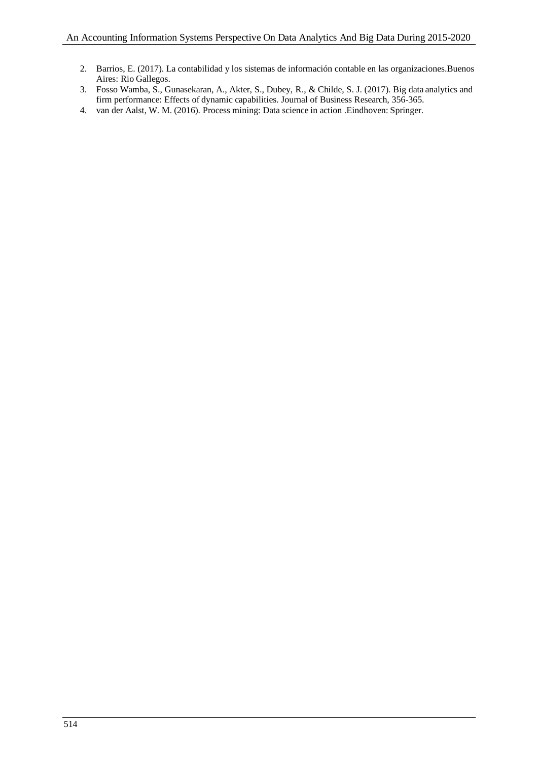2. Barrios, E. (2017). La contabilidad y los sistemas de información contable en las organizaciones.Buenos Aires: Rio Gallegos.
3. Fosso Wamba, S., Gunasekaran, A., Akter, S., Dubey, R., & Childe, S. J. (2017). Big data analytics and firm performance: Effects of dynamic capabilities. Journal of Business Research, 356-365.
4. van der Aalst, W. M. (2016). Process mining: Data science in action .Eindhoven: Springer.